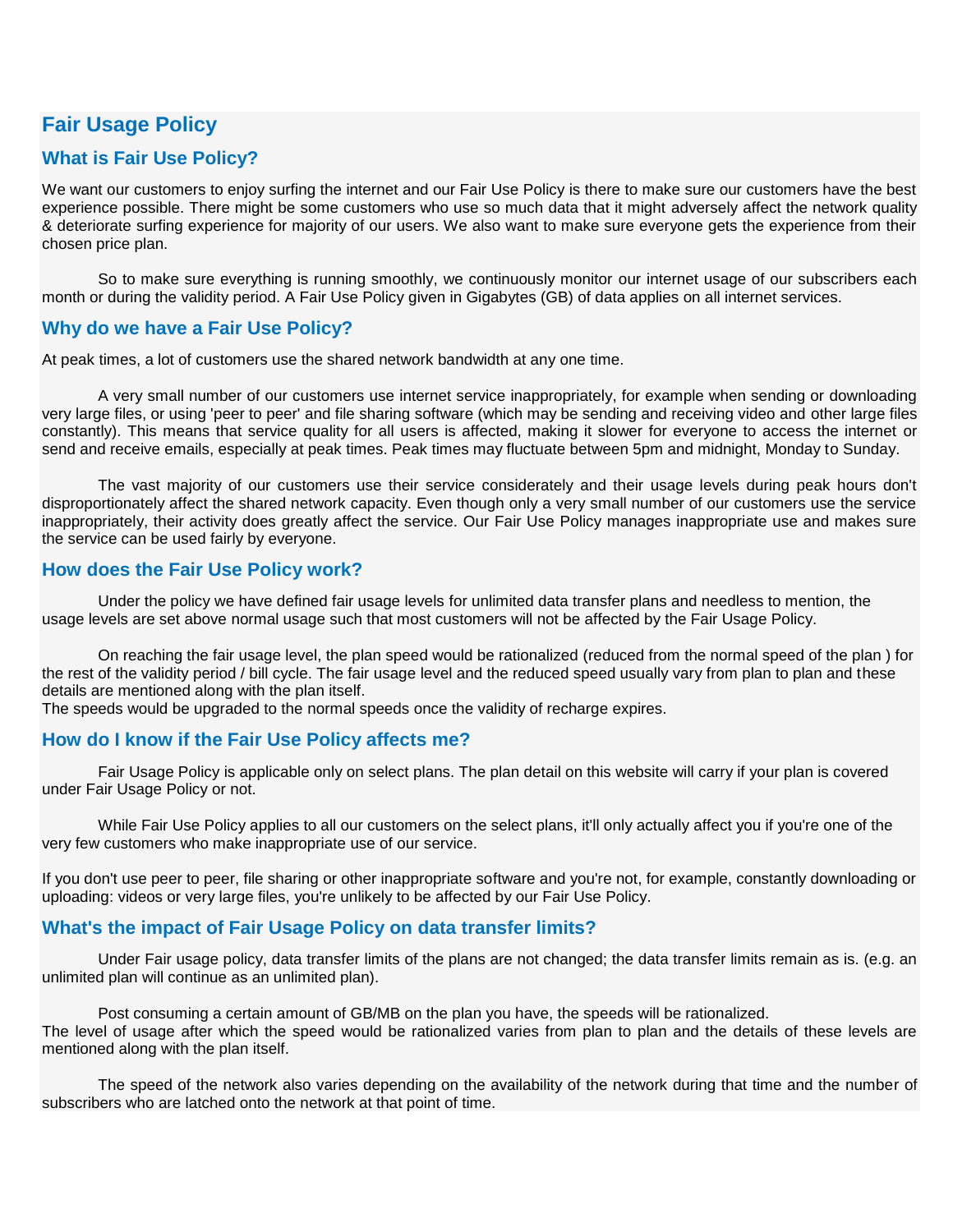# Fair Usage Policy

## What is Fair Use Policy?

We want our customers to enjoy surfing the internet and our Fair Use Policy is there to make sure our customers have the best experience possible. There might be some customers who use so much data that it might adversely affect the network quality & deteriorate surfing experience for majority of our users. We also want to make sure everyone gets the experience from their chosen price plan.

So to make sure everything is running smoothly, we continuously monitor our internet usage of our subscribers each month or during the validity period. A Fair Use Policy given in Gigabytes (GB) of data applies on all internet services.

## Why do we have a Fair Use Policy?

At peak times, a lot of customers use the shared network bandwidth at any one time.

A very small number of our customers use internet service inappropriately, for example when sending or downloading very large files, or using 'peer to peer' and file sharing software (which may be sending and receiving video and other large files constantly). This means that service quality for all users is affected, making it slower for everyone to access the internet or send and receive emails, especially at peak times. Peak times may fluctuate between 5pm and midnight, Monday to Sunday.

The vast majority of our customers use their service considerately and their usage levels during peak hours don't disproportionately affect the shared network capacity. Even though only a very small number of our customers use the service inappropriately, their activity does greatly affect the service. Our Fair Use Policy manages inappropriate use and makes sure the service can be used fairly by everyone.

## How does the Fair Use Policy work?

Under the policy we have defined fair usage levels for unlimited data transfer plans and needless to mention, the usage levels are set above normal usage such that most customers will not be affected by the Fair Usage Policy.

On reaching the fair usage level, the plan speed would be rationalized (reduced from the normal speed of the plan ) for the rest of the validity period / bill cycle. The fair usage level and the reduced speed usually vary from plan to plan and these details are mentioned along with the plan itself.
The speeds would be upgraded to the normal speeds once the validity of recharge expires.

## How do I know if the Fair Use Policy affects me?

Fair Usage Policy is applicable only on select plans. The plan detail on this website will carry if your plan is covered under Fair Usage Policy or not.

While Fair Use Policy applies to all our customers on the select plans, it'll only actually affect you if you're one of the very few customers who make inappropriate use of our service.

If you don't use peer to peer, file sharing or other inappropriate software and you're not, for example, constantly downloading or uploading: videos or very large files, you're unlikely to be affected by our Fair Use Policy.

## What's the impact of Fair Usage Policy on data transfer limits?

Under Fair usage policy, data transfer limits of the plans are not changed; the data transfer limits remain as is. (e.g. an unlimited plan will continue as an unlimited plan).

Post consuming a certain amount of GB/MB on the plan you have, the speeds will be rationalized.
The level of usage after which the speed would be rationalized varies from plan to plan and the details of these levels are mentioned along with the plan itself.

The speed of the network also varies depending on the availability of the network during that time and the number of subscribers who are latched onto the network at that point of time.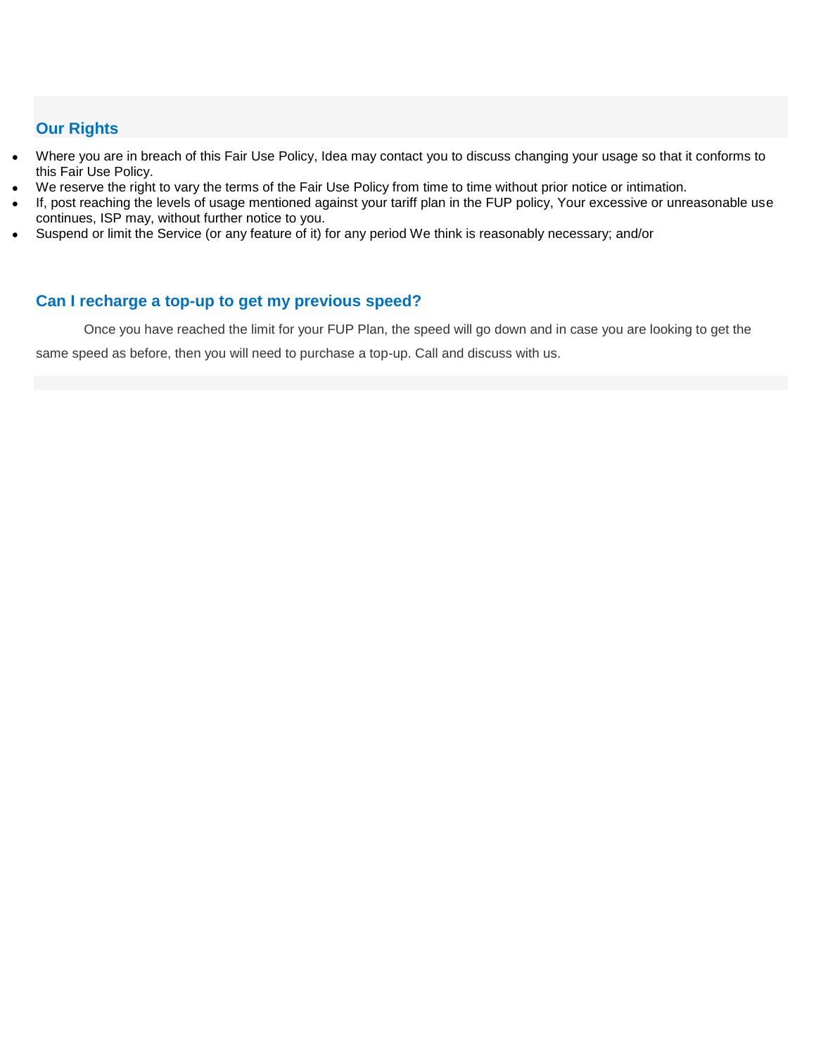## Our Rights

- Where you are in breach of this Fair Use Policy, Idea may contact you to discuss changing your usage so that it conforms to this Fair Use Policy.
- We reserve the right to vary the terms of the Fair Use Policy from time to time without prior notice or intimation.
- If, post reaching the levels of usage mentioned against your tariff plan in the FUP policy, Your excessive or unreasonable use continues, ISP may, without further notice to you.
- Suspend or limit the Service (or any feature of it) for any period We think is reasonably necessary; and/or

## Can I recharge a top-up to get my previous speed?

Once you have reached the limit for your FUP Plan, the speed will go down and in case you are looking to get the same speed as before, then you will need to purchase a top-up. Call and discuss with us.